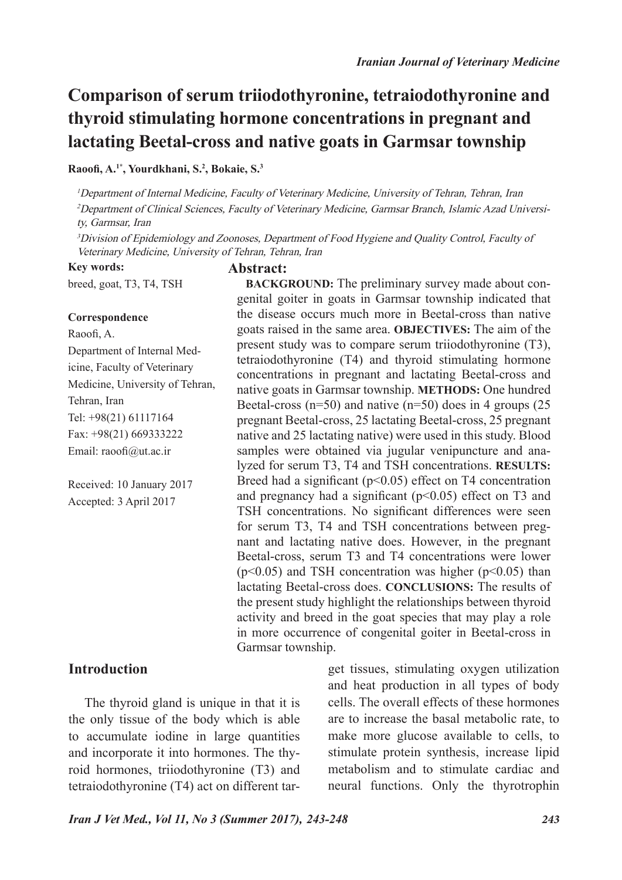# Comparison of serum triiodothyronine, tetraiodothyronine and thyroid stimulating hormone concentrations in pregnant and lactating Beetal-cross and native goats in Garmsar township

**Raoofi, A.[1*], Yourdkhani, S.[2], Bokaie, S.[3]**

*[1]Department of Internal Medicine, Faculty of Veterinary Medicine, University of Tehran, Tehran, Iran*

*[2]Department of Clinical Sciences, Faculty of Veterinary Medicine, Garmsar Branch, Islamic Azad University, Garmsar, Iran*

*[3]Division of Epidemiology and Zoonoses, Department of Food Hygiene and Quality Control, Faculty of Veterinary Medicine, University of Tehran, Tehran, Iran*

**Key words:**
breed, goat, T3, T4, TSH

**Correspondence**
Raoofi, A.
Department of Internal Medicine, Faculty of Veterinary Medicine, University of Tehran, Tehran, Iran
Tel: +98(21) 61117164
Fax: +98(21) 669333222
Email: raoofi@ut.ac.ir

Received: 10 January 2017
Accepted: 3 April 2017

## Abstract:

**BACKGROUND:** The preliminary survey made about congenital goiter in goats in Garmsar township indicated that the disease occurs much more in Beetal-cross than native goats raised in the same area. **OBJECTIVES:** The aim of the present study was to compare serum triiodothyronine (T3), tetraiodothyronine (T4) and thyroid stimulating hormone concentrations in pregnant and lactating Beetal-cross and native goats in Garmsar township. **METHODS:** One hundred Beetal-cross (n=50) and native (n=50) does in 4 groups (25 pregnant Beetal-cross, 25 lactating Beetal-cross, 25 pregnant native and 25 lactating native) were used in this study. Blood samples were obtained via jugular venipuncture and analyzed for serum T3, T4 and TSH concentrations. **RESULTS:** Breed had a significant ($p<0.05$) effect on T4 concentration and pregnancy had a significant ($p<0.05$) effect on T3 and TSH concentrations. No significant differences were seen for serum T3, T4 and TSH concentrations between pregnant and lactating native does. However, in the pregnant Beetal-cross, serum T3 and T4 concentrations were lower ($p<0.05$) and TSH concentration was higher ($p<0.05$) than lactating Beetal-cross does. **CONCLUSIONS:** The results of the present study highlight the relationships between thyroid activity and breed in the goat species that may play a role in more occurrence of congenital goiter in Beetal-cross in Garmsar township.

## Introduction

The thyroid gland is unique in that it is the only tissue of the body which is able to accumulate iodine in large quantities and incorporate it into hormones. The thyroid hormones, triiodothyronine (T3) and tetraiodothyronine (T4) act on different target tissues, stimulating oxygen utilization and heat production in all types of body cells. The overall effects of these hormones are to increase the basal metabolic rate, to make more glucose available to cells, to stimulate protein synthesis, increase lipid metabolism and to stimulate cardiac and neural functions. Only the thyrotrophin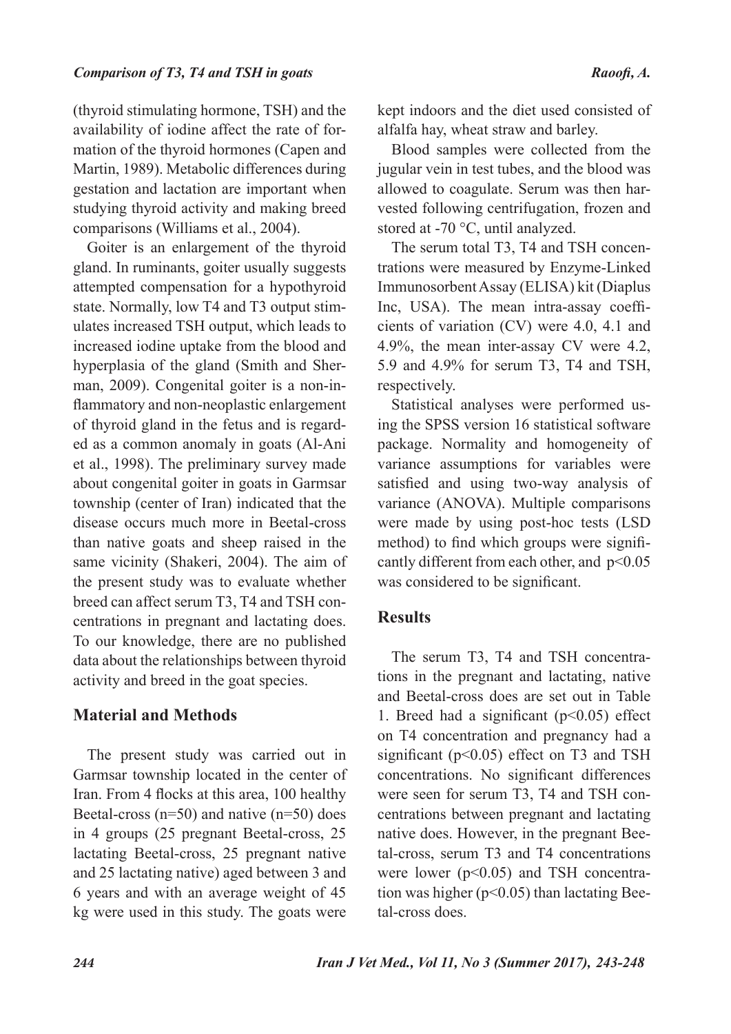(thyroid stimulating hormone, TSH) and the availability of iodine affect the rate of formation of the thyroid hormones (Capen and Martin, 1989). Metabolic differences during gestation and lactation are important when studying thyroid activity and making breed comparisons (Williams et al., 2004).

Goiter is an enlargement of the thyroid gland. In ruminants, goiter usually suggests attempted compensation for a hypothyroid state. Normally, low T4 and T3 output stimulates increased TSH output, which leads to increased iodine uptake from the blood and hyperplasia of the gland (Smith and Sherman, 2009). Congenital goiter is a non-inflammatory and non-neoplastic enlargement of thyroid gland in the fetus and is regarded as a common anomaly in goats (Al-Ani et al., 1998). The preliminary survey made about congenital goiter in goats in Garmsar township (center of Iran) indicated that the disease occurs much more in Beetal-cross than native goats and sheep raised in the same vicinity (Shakeri, 2004). The aim of the present study was to evaluate whether breed can affect serum T3, T4 and TSH concentrations in pregnant and lactating does. To our knowledge, there are no published data about the relationships between thyroid activity and breed in the goat species.

## Material and Methods

The present study was carried out in Garmsar township located in the center of Iran. From 4 flocks at this area, 100 healthy Beetal-cross (n=50) and native (n=50) does in 4 groups (25 pregnant Beetal-cross, 25 lactating Beetal-cross, 25 pregnant native and 25 lactating native) aged between 3 and 6 years and with an average weight of 45 kg were used in this study. The goats were kept indoors and the diet used consisted of alfalfa hay, wheat straw and barley.

Blood samples were collected from the jugular vein in test tubes, and the blood was allowed to coagulate. Serum was then harvested following centrifugation, frozen and stored at -70 °C, until analyzed.

The serum total T3, T4 and TSH concentrations were measured by Enzyme-Linked Immunosorbent Assay (ELISA) kit (Diaplus Inc, USA). The mean intra-assay coefficients of variation (CV) were 4.0, 4.1 and 4.9%, the mean inter-assay CV were 4.2, 5.9 and 4.9% for serum T3, T4 and TSH, respectively.

Statistical analyses were performed using the SPSS version 16 statistical software package. Normality and homogeneity of variance assumptions for variables were satisfied and using two-way analysis of variance (ANOVA). Multiple comparisons were made by using post-hoc tests (LSD method) to find which groups were significantly different from each other, and $p<0.05$ was considered to be significant.

## Results

The serum T3, T4 and TSH concentrations in the pregnant and lactating, native and Beetal-cross does are set out in Table 1. Breed had a significant ($p<0.05$) effect on T4 concentration and pregnancy had a significant ($p<0.05$) effect on T3 and TSH concentrations. No significant differences were seen for serum T3, T4 and TSH concentrations between pregnant and lactating native does. However, in the pregnant Beetal-cross, serum T3 and T4 concentrations were lower ($p<0.05$) and TSH concentration was higher ($p<0.05$) than lactating Beetal-cross does.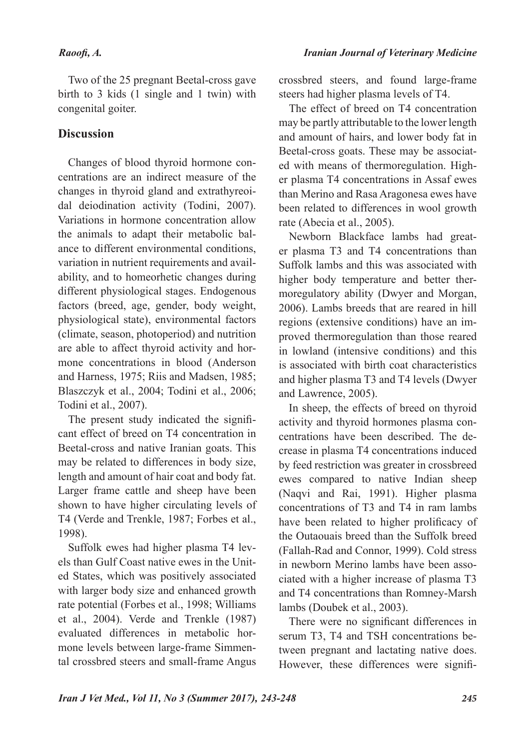Two of the 25 pregnant Beetal-cross gave birth to 3 kids (1 single and 1 twin) with congenital goiter.

## Discussion

Changes of blood thyroid hormone concentrations are an indirect measure of the changes in thyroid gland and extrathyreoidal deiodination activity (Todini, 2007). Variations in hormone concentration allow the animals to adapt their metabolic balance to different environmental conditions, variation in nutrient requirements and availability, and to homeorhetic changes during different physiological stages. Endogenous factors (breed, age, gender, body weight, physiological state), environmental factors (climate, season, photoperiod) and nutrition are able to affect thyroid activity and hormone concentrations in blood (Anderson and Harness, 1975; Riis and Madsen, 1985; Blaszczyk et al., 2004; Todini et al., 2006; Todini et al., 2007).

The present study indicated the significant effect of breed on T4 concentration in Beetal-cross and native Iranian goats. This may be related to differences in body size, length and amount of hair coat and body fat. Larger frame cattle and sheep have been shown to have higher circulating levels of T4 (Verde and Trenkle, 1987; Forbes et al., 1998).

Suffolk ewes had higher plasma T4 levels than Gulf Coast native ewes in the United States, which was positively associated with larger body size and enhanced growth rate potential (Forbes et al., 1998; Williams et al., 2004). Verde and Trenkle (1987) evaluated differences in metabolic hormone levels between large-frame Simmental crossbred steers and small-frame Angus crossbred steers, and found large-frame steers had higher plasma levels of T4.

The effect of breed on T4 concentration may be partly attributable to the lower length and amount of hairs, and lower body fat in Beetal-cross goats. These may be associated with means of thermoregulation. Higher plasma T4 concentrations in Assaf ewes than Merino and Rasa Aragonesa ewes have been related to differences in wool growth rate (Abecia et al., 2005).

Newborn Blackface lambs had greater plasma T3 and T4 concentrations than Suffolk lambs and this was associated with higher body temperature and better thermoregulatory ability (Dwyer and Morgan, 2006). Lambs breeds that are reared in hill regions (extensive conditions) have an improved thermoregulation than those reared in lowland (intensive conditions) and this is associated with birth coat characteristics and higher plasma T3 and T4 levels (Dwyer and Lawrence, 2005).

In sheep, the effects of breed on thyroid activity and thyroid hormones plasma concentrations have been described. The decrease in plasma T4 concentrations induced by feed restriction was greater in crossbreed ewes compared to native Indian sheep (Naqvi and Rai, 1991). Higher plasma concentrations of T3 and T4 in ram lambs have been related to higher prolificacy of the Outaouais breed than the Suffolk breed (Fallah-Rad and Connor, 1999). Cold stress in newborn Merino lambs have been associated with a higher increase of plasma T3 and T4 concentrations than Romney-Marsh lambs (Doubek et al., 2003).

There were no significant differences in serum T3, T4 and TSH concentrations between pregnant and lactating native does. However, these differences were signifi-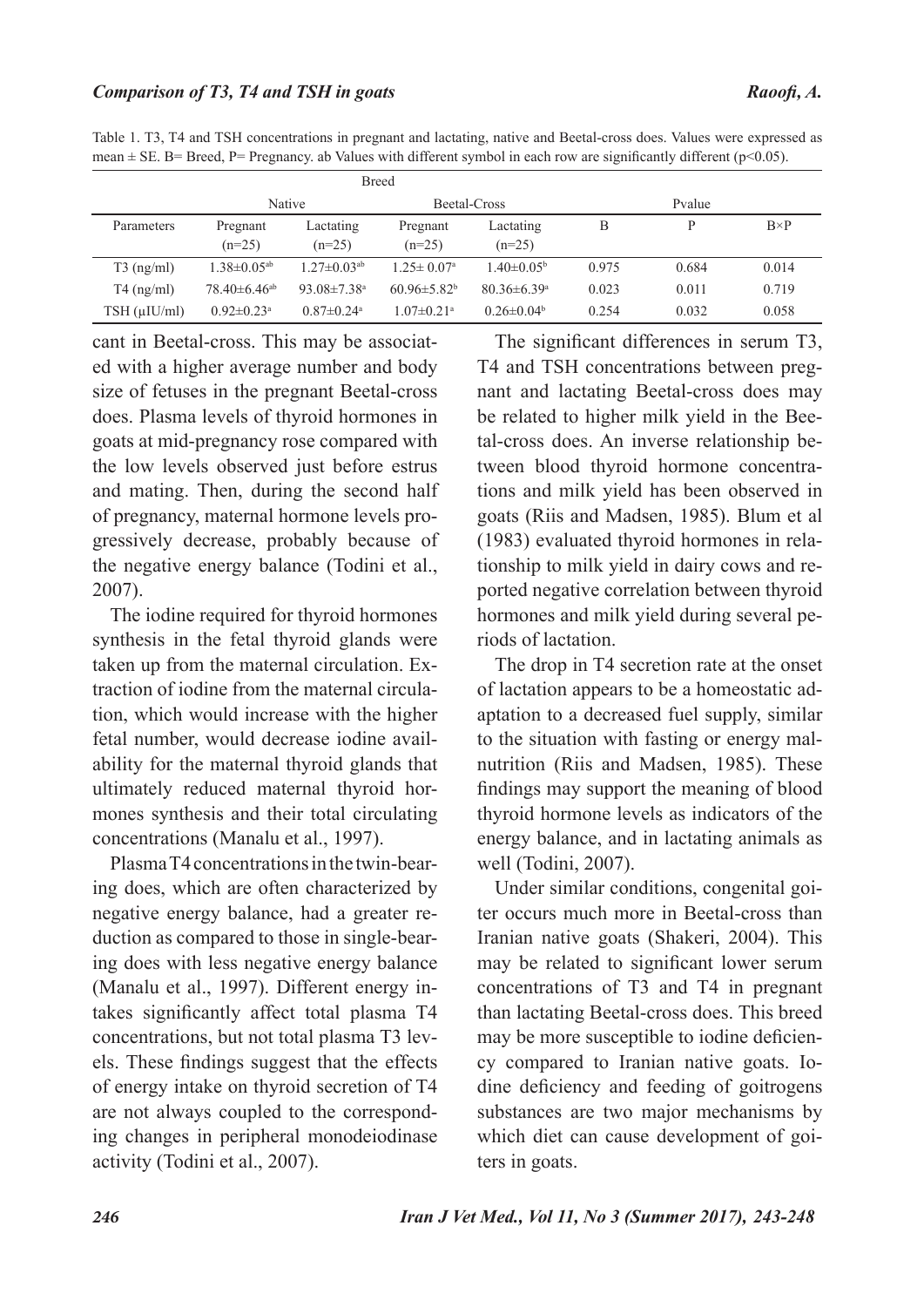Table 1. T3, T4 and TSH concentrations in pregnant and lactating, native and Beetal-cross does. Values were expressed as mean ± SE. B= Breed, P= Pregnancy. ab Values with different symbol in each row are significantly different (p<0.05).

| | Breed | | | | | | |
|---|---|---|---|---|---|---|---|
| | Native | | Beetal-Cross | | Pvalue | | |
| Parameters | Pregnant (n=25) | Lactating (n=25) | Pregnant (n=25) | Lactating (n=25) | B | P | B×P |
| T3 (ng/ml) | 1.38±0.05[ab] | 1.27±0.03[ab] | 1.25± 0.07[a] | 1.40±0.05[b] | 0.975 | 0.684 | 0.014 |
| T4 (ng/ml) | 78.40±6.46[ab] | 93.08±7.38[a] | 60.96±5.82[b] | 80.36±6.39[a] | 0.023 | 0.011 | 0.719 |
| TSH (μIU/ml) | 0.92±0.23[a] | 0.87±0.24[a] | 1.07±0.21[a] | 0.26±0.04[b] | 0.254 | 0.032 | 0.058 |

cant in Beetal-cross. This may be associated with a higher average number and body size of fetuses in the pregnant Beetal-cross does. Plasma levels of thyroid hormones in goats at mid-pregnancy rose compared with the low levels observed just before estrus and mating. Then, during the second half of pregnancy, maternal hormone levels progressively decrease, probably because of the negative energy balance (Todini et al., 2007).

The iodine required for thyroid hormones synthesis in the fetal thyroid glands were taken up from the maternal circulation. Extraction of iodine from the maternal circulation, which would increase with the higher fetal number, would decrease iodine availability for the maternal thyroid glands that ultimately reduced maternal thyroid hormones synthesis and their total circulating concentrations (Manalu et al., 1997).

Plasma T4 concentrations in the twin-bearing does, which are often characterized by negative energy balance, had a greater reduction as compared to those in single-bearing does with less negative energy balance (Manalu et al., 1997). Different energy intakes significantly affect total plasma T4 concentrations, but not total plasma T3 levels. These findings suggest that the effects of energy intake on thyroid secretion of T4 are not always coupled to the corresponding changes in peripheral monodeiodinase activity (Todini et al., 2007).

The significant differences in serum T3, T4 and TSH concentrations between pregnant and lactating Beetal-cross does may be related to higher milk yield in the Beetal-cross does. An inverse relationship between blood thyroid hormone concentrations and milk yield has been observed in goats (Riis and Madsen, 1985). Blum et al (1983) evaluated thyroid hormones in relationship to milk yield in dairy cows and reported negative correlation between thyroid hormones and milk yield during several periods of lactation.

The drop in T4 secretion rate at the onset of lactation appears to be a homeostatic adaptation to a decreased fuel supply, similar to the situation with fasting or energy malnutrition (Riis and Madsen, 1985). These findings may support the meaning of blood thyroid hormone levels as indicators of the energy balance, and in lactating animals as well (Todini, 2007).

Under similar conditions, congenital goiter occurs much more in Beetal-cross than Iranian native goats (Shakeri, 2004). This may be related to significant lower serum concentrations of T3 and T4 in pregnant than lactating Beetal-cross does. This breed may be more susceptible to iodine deficiency compared to Iranian native goats. Iodine deficiency and feeding of goitrogens substances are two major mechanisms by which diet can cause development of goiters in goats.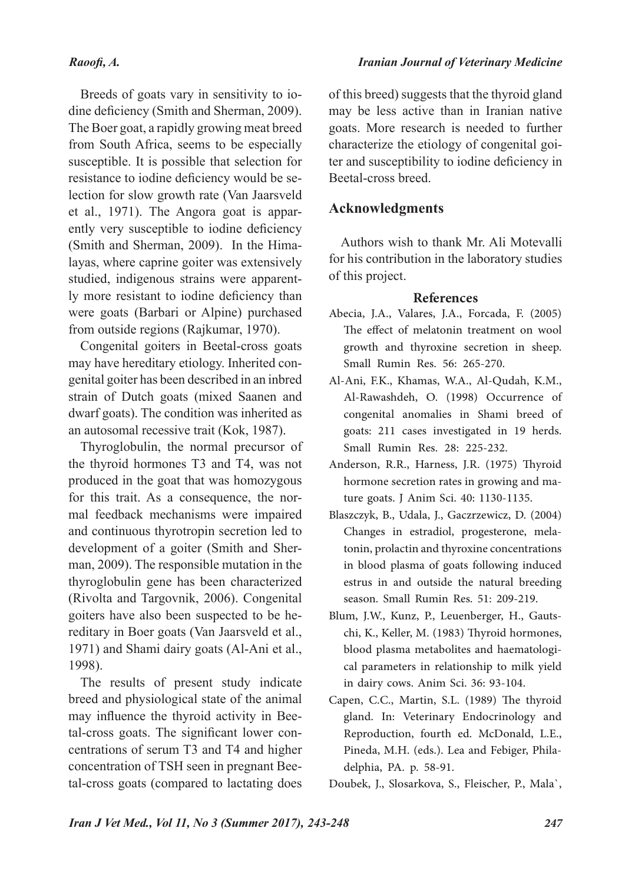Breeds of goats vary in sensitivity to iodine deficiency (Smith and Sherman, 2009). The Boer goat, a rapidly growing meat breed from South Africa, seems to be especially susceptible. It is possible that selection for resistance to iodine deficiency would be selection for slow growth rate (Van Jaarsveld et al., 1971). The Angora goat is apparently very susceptible to iodine deficiency (Smith and Sherman, 2009). In the Himalayas, where caprine goiter was extensively studied, indigenous strains were apparently more resistant to iodine deficiency than were goats (Barbari or Alpine) purchased from outside regions (Rajkumar, 1970).

Congenital goiters in Beetal-cross goats may have hereditary etiology. Inherited congenital goiter has been described in an inbred strain of Dutch goats (mixed Saanen and dwarf goats). The condition was inherited as an autosomal recessive trait (Kok, 1987).

Thyroglobulin, the normal precursor of the thyroid hormones T3 and T4, was not produced in the goat that was homozygous for this trait. As a consequence, the normal feedback mechanisms were impaired and continuous thyrotropin secretion led to development of a goiter (Smith and Sherman, 2009). The responsible mutation in the thyroglobulin gene has been characterized (Rivolta and Targovnik, 2006). Congenital goiters have also been suspected to be hereditary in Boer goats (Van Jaarsveld et al., 1971) and Shami dairy goats (Al-Ani et al., 1998).

The results of present study indicate breed and physiological state of the animal may influence the thyroid activity in Beetal-cross goats. The significant lower concentrations of serum T3 and T4 and higher concentration of TSH seen in pregnant Beetal-cross goats (compared to lactating does of this breed) suggests that the thyroid gland may be less active than in Iranian native goats. More research is needed to further characterize the etiology of congenital goiter and susceptibility to iodine deficiency in Beetal-cross breed.

## Acknowledgments

Authors wish to thank Mr. Ali Motevalli for his contribution in the laboratory studies of this project.

## References

Abecia, J.A., Valares, J.A., Forcada, F. (2005) The effect of melatonin treatment on wool growth and thyroxine secretion in sheep. Small Rumin Res. 56: 265-270.

Al-Ani, F.K., Khamas, W.A., Al-Qudah, K.M., Al-Rawashdeh, O. (1998) Occurrence of congenital anomalies in Shami breed of goats: 211 cases investigated in 19 herds. Small Rumin Res. 28: 225-232.

Anderson, R.R., Harness, J.R. (1975) Thyroid hormone secretion rates in growing and mature goats. J Anim Sci. 40: 1130-1135.

Blaszczyk, B., Udala, J., Gaczrzewicz, D. (2004) Changes in estradiol, progesterone, melatonin, prolactin and thyroxine concentrations in blood plasma of goats following induced estrus in and outside the natural breeding season. Small Rumin Res. 51: 209-219.

Blum, J.W., Kunz, P., Leuenberger, H., Gautschi, K., Keller, M. (1983) Thyroid hormones, blood plasma metabolites and haematological parameters in relationship to milk yield in dairy cows. Anim Sci. 36: 93-104.

Capen, C.C., Martin, S.L. (1989) The thyroid gland. In: Veterinary Endocrinology and Reproduction, fourth ed. McDonald, L.E., Pineda, M.H. (eds.). Lea and Febiger, Philadelphia, PA. p. 58-91.

Doubek, J., Slosarkova, S., Fleischer, P., Mala`,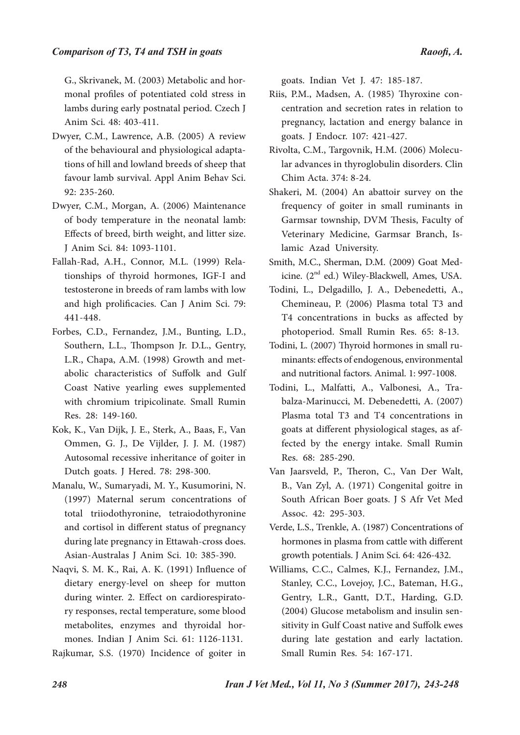G., Skrivanek, M. (2003) Metabolic and hormonal profiles of potentiated cold stress in lambs during early postnatal period. Czech J Anim Sci. 48: 403-411.

Dwyer, C.M., Lawrence, A.B. (2005) A review of the behavioural and physiological adaptations of hill and lowland breeds of sheep that favour lamb survival. Appl Anim Behav Sci. 92: 235-260.

Dwyer, C.M., Morgan, A. (2006) Maintenance of body temperature in the neonatal lamb: Effects of breed, birth weight, and litter size. J Anim Sci. 84: 1093-1101.

Fallah-Rad, A.H., Connor, M.L. (1999) Relationships of thyroid hormones, IGF-I and testosterone in breeds of ram lambs with low and high prolificacies. Can J Anim Sci. 79: 441-448.

Forbes, C.D., Fernandez, J.M., Bunting, L.D., Southern, L.L., Thompson Jr. D.L., Gentry, L.R., Chapa, A.M. (1998) Growth and metabolic characteristics of Suffolk and Gulf Coast Native yearling ewes supplemented with chromium tripicolinate. Small Rumin Res. 28: 149-160.

Kok, K., Van Dijk, J. E., Sterk, A., Baas, F., Van Ommen, G. J., De Vijlder, J. J. M. (1987) Autosomal recessive inheritance of goiter in Dutch goats. J Hered. 78: 298-300.

Manalu, W., Sumaryadi, M. Y., Kusumorini, N. (1997) Maternal serum concentrations of total triiodothyronine, tetraiodothyronine and cortisol in different status of pregnancy during late pregnancy in Ettawah-cross does. Asian-Australas J Anim Sci. 10: 385-390.

Naqvi, S. M. K., Rai, A. K. (1991) Influence of dietary energy-level on sheep for mutton during winter. 2. Effect on cardiorespiratory responses, rectal temperature, some blood metabolites, enzymes and thyroidal hormones. Indian J Anim Sci. 61: 1126-1131.

Rajkumar, S.S. (1970) Incidence of goiter in goats. Indian Vet J. 47: 185-187.

Riis, P.M., Madsen, A. (1985) Thyroxine concentration and secretion rates in relation to pregnancy, lactation and energy balance in goats. J Endocr. 107: 421-427.

Rivolta, C.M., Targovnik, H.M. (2006) Molecular advances in thyroglobulin disorders. Clin Chim Acta. 374: 8-24.

Shakeri, M. (2004) An abattoir survey on the frequency of goiter in small ruminants in Garmsar township, DVM Thesis, Faculty of Veterinary Medicine, Garmsar Branch, Islamic Azad University.

Smith, M.C., Sherman, D.M. (2009) Goat Medicine. (2nd ed.) Wiley-Blackwell, Ames, USA.

Todini, L., Delgadillo, J. A., Debenedetti, A., Chemineau, P. (2006) Plasma total T3 and T4 concentrations in bucks as affected by photoperiod. Small Rumin Res. 65: 8-13.

Todini, L. (2007) Thyroid hormones in small ruminants: effects of endogenous, environmental and nutritional factors. Animal. 1: 997-1008.

Todini, L., Malfatti, A., Valbonesi, A., Trabalza-Marinucci, M. Debenedetti, A. (2007) Plasma total T3 and T4 concentrations in goats at different physiological stages, as affected by the energy intake. Small Rumin Res. 68: 285-290.

Van Jaarsveld, P., Theron, C., Van Der Walt, B., Van Zyl, A. (1971) Congenital goitre in South African Boer goats. J S Afr Vet Med Assoc. 42: 295-303.

Verde, L.S., Trenkle, A. (1987) Concentrations of hormones in plasma from cattle with different growth potentials. J Anim Sci. 64: 426-432.

Williams, C.C., Calmes, K.J., Fernandez, J.M., Stanley, C.C., Lovejoy, J.C., Bateman, H.G., Gentry, L.R., Gantt, D.T., Harding, G.D. (2004) Glucose metabolism and insulin sensitivity in Gulf Coast native and Suffolk ewes during late gestation and early lactation. Small Rumin Res. 54: 167-171.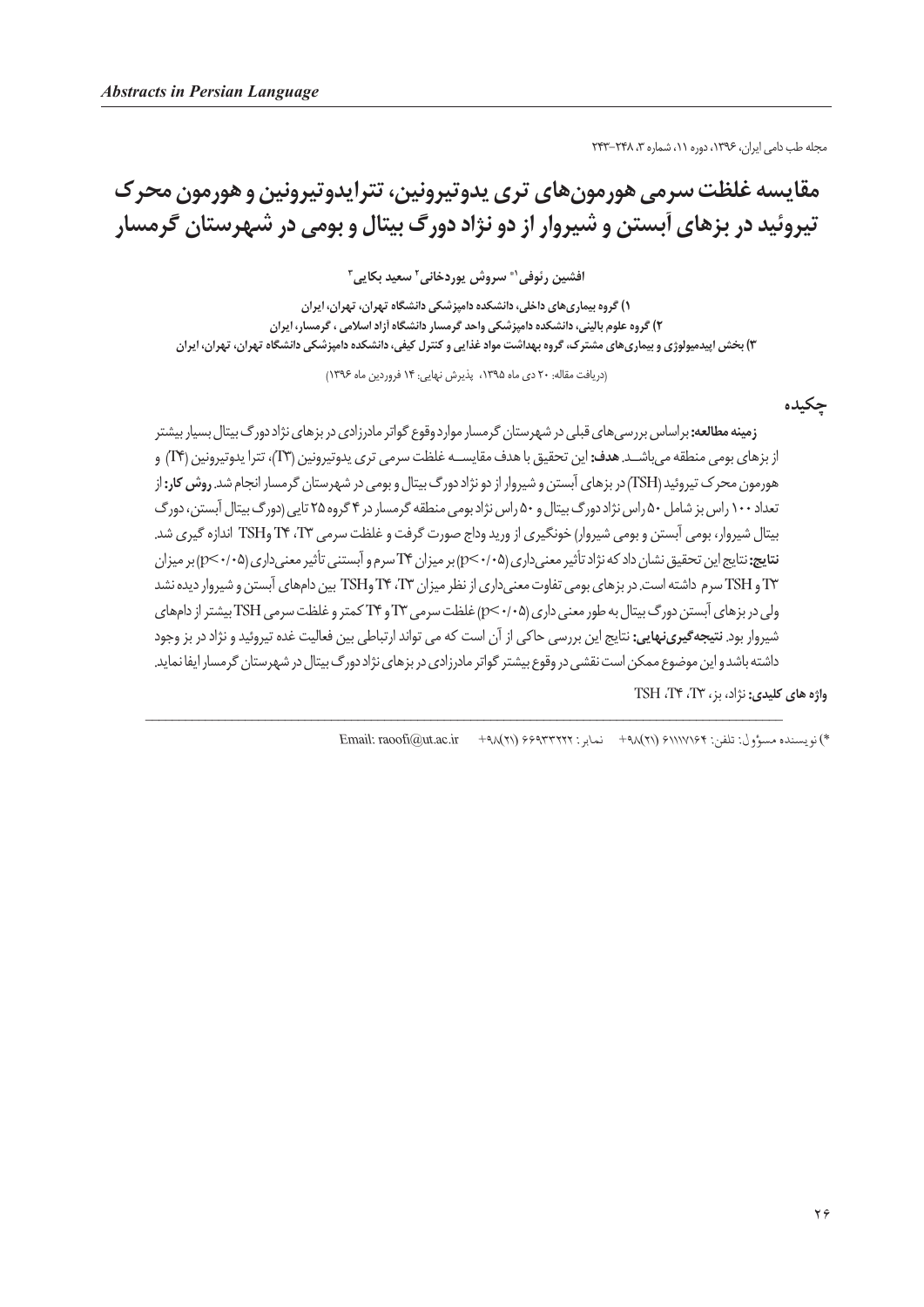# مقایسه غلظت سرمی هورمون‌های تری یدوتیرونین، ترایدوتیرونین و هورمون محرک تیروئید در بزهای آبستن و شیروار از دو نژاد دورگ بیتال و بومی در شهرستان گرمسار

**افشین رئوفی[1]* سروش یوردخانی[2] سعید بکایی[3]**

۱) گروه بیماری‌های داخلی، دانشکده دامپزشکی دانشگاه تهران، تهران، ایران

۲) گروه علوم بالینی، دانشکده دامپزشکی واحد گرمسار دانشگاه آزاد اسلامی ، گرمسار، ایران

۳) بخش اپیدمیولوژی و بیماری‌های مشترک، گروه بهداشت مواد غذایی و کنترل کیفی، دانشکده دامپزشکی دانشگاه تهران، تهران، ایران

(دریافت مقاله: ۲۰ دی ماه ۱۳۹۵، پذیرش نهایی: ۱۴ فروردین ماه ۱۳۹۶)

## چکیده

**زمینه مطالعه:** براساس بررسی‌های قبلی در شهرستان گرمسار موارد وقوع گواتر مادرزادی در بزهای نژاد دورگ بیتال بسیار بیشتر از بزهای بومی منطقه می‌باشد. **هدف:** این تحقیق با هدف مقایسه غلظت سرمی تری یدوتیرونین (T۳)، ترا یدوتیرونین (T۴) و هورمون محرک تیروئید (TSH) در بزهای آبستن و شیروار از دو نژاد دورگ بیتال و بومی در شهرستان گرمسار انجام شد. **روش کار:** از تعداد ۱۰۰ راس بز شامل ۵۰ راس نژاد دورگ بیتال و ۵۰ راس نژاد بومی منطقه گرمسار در ۴ گروه ۲۵ تایی (دورگ بیتال آبستن، دورگ بیتال شیروار، بومی آبستن و بومی شیروار) خونگیری از ورید وداج صورت گرفت و غلظت سرمی T۳، T۴ و TSH اندازه گیری شد. **نتایج:** نتایج این تحقیق نشان داد که نژاد تأثیر معنی‌داری ($p<0.05$) بر میزان T۴ سرم و آبستنی تأثیر معنی‌داری ($p<0.05$) بر میزان T۳ و TSH سرم داشته است. در بزهای بومی تفاوت معنی‌داری از نظر میزان T۳، T۴ و TSH بین دام‌های آبستن و شیروار دیده نشد ولی در بزهای آبستن دورگ بیتال به طور معنی داری ($p<0.05$) غلظت سرمی T۳ و T۴ کمتر و غلظت سرمی TSH بیشتر از دام‌های شیروار بود. **نتیجه‌گیری‌نهایی:** نتایج این بررسی حاکی از آن است که می تواند ارتباطی بین فعالیت غده تیروئید و نژاد در بز وجود داشته باشد و این موضوع ممکن است نقشی در وقوع بیشتر گواتر مادرزادی در بزهای نژاد دورگ بیتال در شهرستان گرمسار ایفا نماید.

**واژه های کلیدی:** نژاد، بز، T۳، T۴، TSH

---

*) نویسنده مسؤول: تلفن: ۶۱۱۱۷۱۶۴ (۲۱)۹۸+ نمابر: ۶۶۹۳۳۲۲۲ (۲۱)۹۸+ Email: raoofi@ut.ac.ir